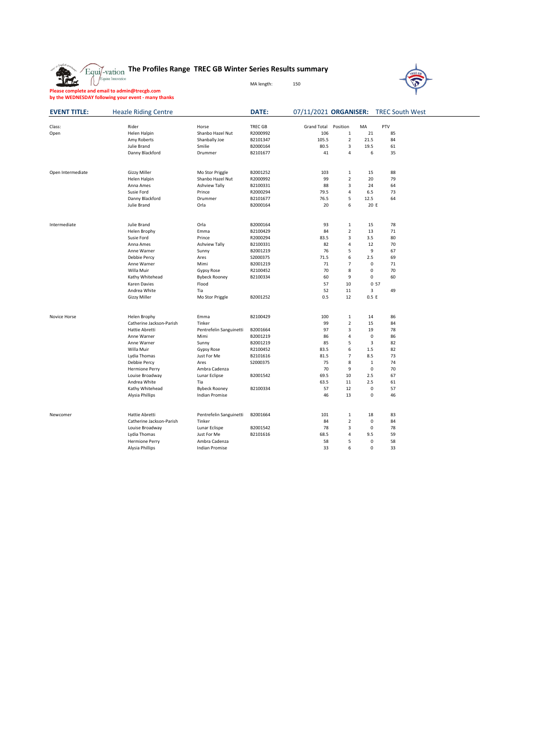# The Profiles Range TREC GB Winter Series Results summary

MA length: 150

**Please complete and email to admin@trecgb.com**
**by the WEDNESDAY following your event - many thanks**

**EVENT TITLE:** Heazle Riding Centre **DATE:** 07/11/2021 **ORGANISER:** TREC South West

| Class: | Rider | Horse | TREC GB | Grand Total | Position | MA | PTV |
|---|---|---|---|---|---|---|---|
| Open | Helen Halpin | Shanbo Hazel Nut | R2000992 | 106 | 1 | 21 | 85 |
| | Amy Roberts | Shanbally Joe | B2101347 | 105.5 | 2 | 21.5 | 84 |
| | Julie Brand | Smilie | B2000164 | 80.5 | 3 | 19.5 | 61 |
| | Danny Blackford | Drummer | B2101677 | 41 | 4 | 6 | 35 |
| | | | | | | | |
| Open Intermediate | Gizzy Miller | Mo Stor Priggle | B2001252 | 103 | 1 | 15 | 88 |
| | Helen Halpin | Shanbo Hazel Nut | R2000992 | 99 | 2 | 20 | 79 |
| | Anna Ames | Ashview Tally | B2100331 | 88 | 3 | 24 | 64 |
| | Susie Ford | Prince | R2000294 | 79.5 | 4 | 6.5 | 73 |
| | Danny Blackford | Drummer | B2101677 | 76.5 | 5 | 12.5 | 64 |
| | Julie Brand | Orla | B2000164 | 20 | 6 | 20 E | |
| | | | | | | | |
| Intermediate | Julie Brand | Orla | B2000164 | 93 | 1 | 15 | 78 |
| | Helen Brophy | Emma | B2100429 | 84 | 2 | 13 | 71 |
| | Susie Ford | Prince | R2000294 | 83.5 | 3 | 3.5 | 80 |
| | Anna Ames | Ashview Tally | B2100331 | 82 | 4 | 12 | 70 |
| | Anne Warner | Sunny | B2001219 | 76 | 5 | 9 | 67 |
| | Debbie Percy | Ares | S2000375 | 71.5 | 6 | 2.5 | 69 |
| | Anne Warner | Mimi | B2001219 | 71 | 7 | 0 | 71 |
| | Willa Muir | Gypsy Rose | R2100452 | 70 | 8 | 0 | 70 |
| | Kathy Whitehead | Bybeck Rooney | B2100334 | 60 | 9 | 0 | 60 |
| | Karen Davies | Flood | | 57 | 10 | 0 57 | |
| | Andrea White | Tia | | 52 | 11 | 3 | 49 |
| | Gizzy Miller | Mo Stor Priggle | B2001252 | 0.5 | 12 | 0.5 E | |
| | | | | | | | |
| Novice Horse | Helen Brophy | Emma | B2100429 | 100 | 1 | 14 | 86 |
| | Catherine Jackson-Parish | Tinker | | 99 | 2 | 15 | 84 |
| | Hattie Abretti | Pentrefelin Sanguinetti | B2001664 | 97 | 3 | 19 | 78 |
| | Anne Warner | Mimi | B2001219 | 86 | 4 | 0 | 86 |
| | Anne Warner | Sunny | B2001219 | 85 | 5 | 3 | 82 |
| | Willa Muir | Gypsy Rose | R2100452 | 83.5 | 6 | 1.5 | 82 |
| | Lydia Thomas | Just For Me | B2101616 | 81.5 | 7 | 8.5 | 73 |
| | Debbie Percy | Ares | S2000375 | 75 | 8 | 1 | 74 |
| | Hermione Perry | Ambra Cadenza | | 70 | 9 | 0 | 70 |
| | Louise Broadway | Lunar Eclipse | B2001542 | 69.5 | 10 | 2.5 | 67 |
| | Andrea White | Tia | | 63.5 | 11 | 2.5 | 61 |
| | Kathy Whitehead | Bybeck Rooney | B2100334 | 57 | 12 | 0 | 57 |
| | Alysia Phillips | Indian Promise | | 46 | 13 | 0 | 46 |
| | | | | | | | |
| Newcomer | Hattie Abretti | Pentrefelin Sanguinetti | B2001664 | 101 | 1 | 18 | 83 |
| | Catherine Jackson-Parish | Tinker | | 84 | 2 | 0 | 84 |
| | Louise Broadway | Lunar Eclipse | B2001542 | 78 | 3 | 0 | 78 |
| | Lydia Thomas | Just For Me | B2101616 | 68.5 | 4 | 9.5 | 59 |
| | Hermione Perry | Ambra Cadenza | | 58 | 5 | 0 | 58 |
| | Alysia Phillips | Indian Promise | | 33 | 6 | 0 | 33 |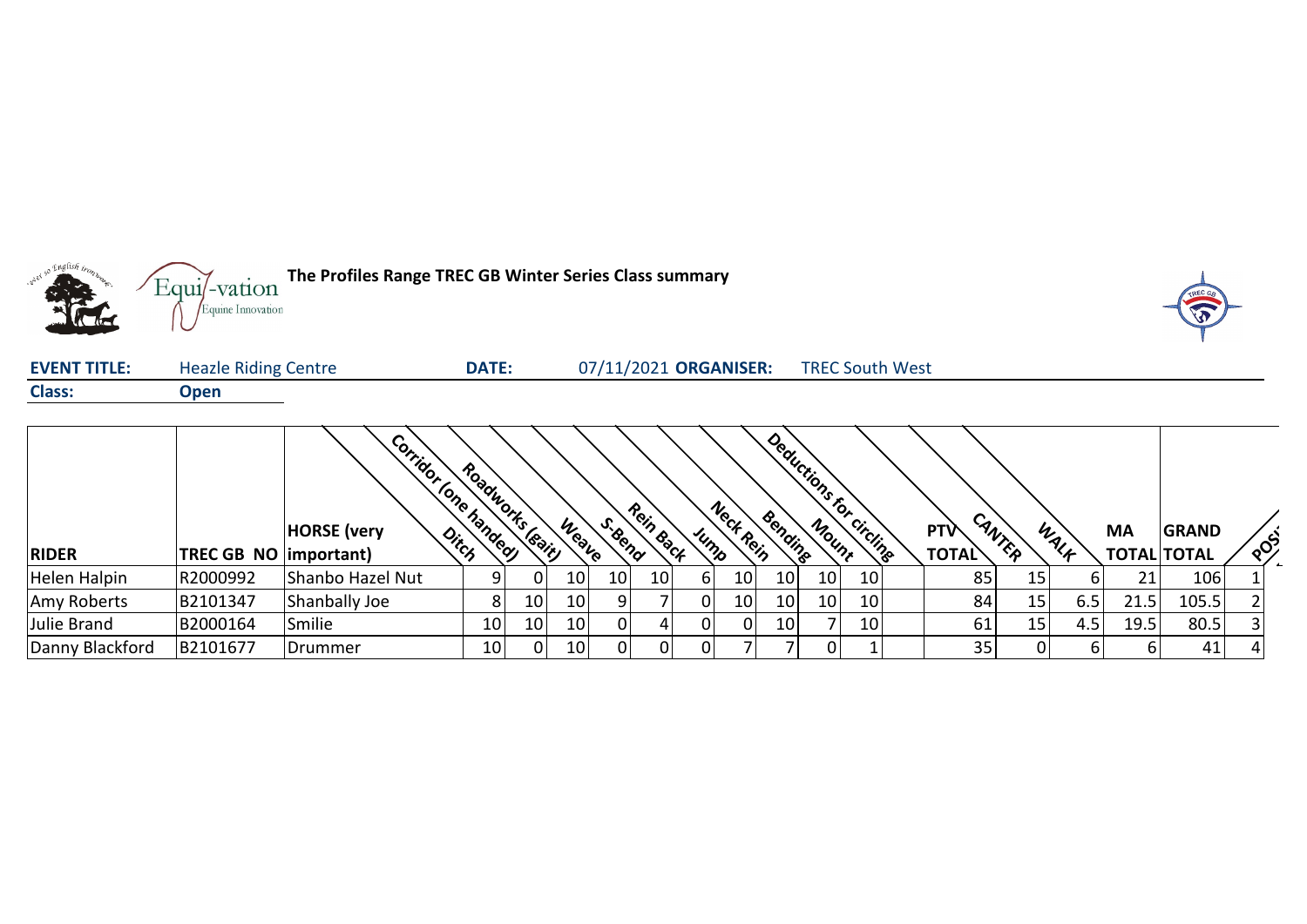**The Profiles Range TREC GB Winter Series Class summary**

**EVENT TITLE:** Heazle Riding Centre **DATE:** 07/11/2021 **ORGANISER:** TREC South West

**Class:** **Open**

| RIDER | TREC GB NO | HORSE (very important) | Ditch | Corridor (one handed) | Roadworks (gait) | Weave | S-Bend | Rein Back | Jump | Neck Rein | Bending | Mount | Deductions for circling | PTV TOTAL | CANTER | WALK | MA TOTAL | GRAND TOTAL | POS |
|---|---|---|---|---|---|---|---|---|---|---|---|---|---|---|---|---|---|---|---|
| Helen Halpin | R2000992 | Shanbo Hazel Nut | 9 | 0 | 10 | 10 | 10 | 6 | 10 | 10 | 10 | 10 | | 85 | 15 | 6 | 21 | 106 | 1 |
| Amy Roberts | B2101347 | Shanbally Joe | 8 | 10 | 10 | 9 | 7 | 0 | 10 | 10 | 10 | 10 | | 84 | 15 | 6.5 | 21.5 | 105.5 | 2 |
| Julie Brand | B2000164 | Smilie | 10 | 10 | 10 | 0 | 4 | 0 | 0 | 10 | 7 | 10 | | 61 | 15 | 4.5 | 19.5 | 80.5 | 3 |
| Danny Blackford | B2101677 | Drummer | 10 | 0 | 10 | 0 | 0 | 0 | 7 | 7 | 0 | 1 | | 35 | 0 | 6 | 6 | 41 | 4 |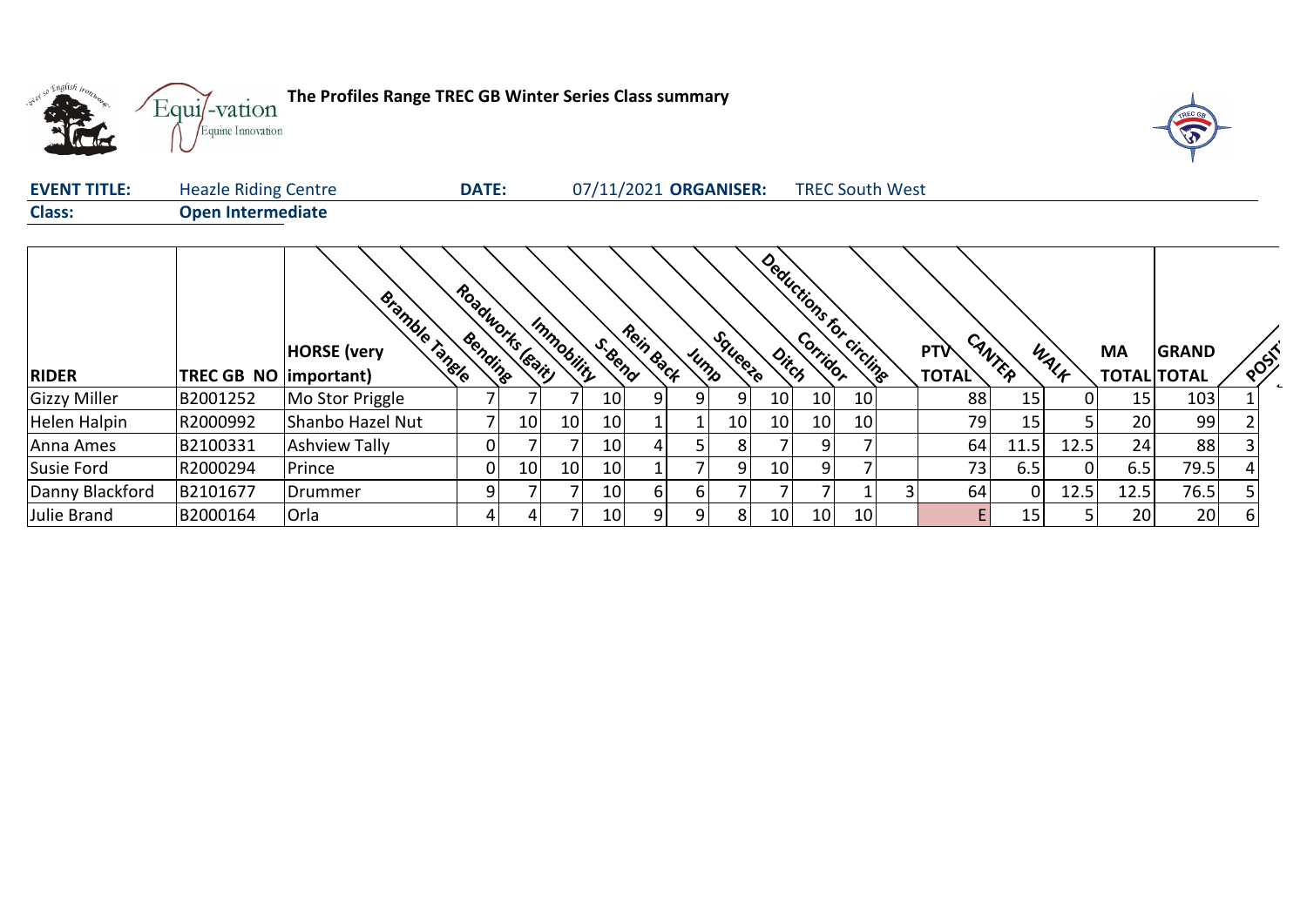**The Profiles Range TREC GB Winter Series Class summary**

| **EVENT TITLE:** | Heazle Riding Centre | **DATE:** | 07/11/2021 | **ORGANISER:** | TREC South West |
|---|---|---|---|---|---|
| **Class:** | **Open Intermediate** | | | | |

| RIDER | TREC GB NO | HORSE (very important) | Bramble Tangle | Bending | Roadworks (gait) | Immobility | S-Bend | Rein Back | Jump | Squeeze | Ditch | Corridor | Deductions for circling | PTV TOTAL | CANTER | WALK | MA TOTAL | GRAND TOTAL | POSITION |
|---|---|---|---|---|---|---|---|---|---|---|---|---|---|---|---|---|---|---|---|
| Gizzy Miller | B2001252 | Mo Stor Priggle | 7 | 7 | 7 | 10 | 9 | 9 | 9 | 10 | 10 | 10 | | 88 | 15 | 0 | 15 | 103 | 1 |
| Helen Halpin | R2000992 | Shanbo Hazel Nut | 7 | 10 | 10 | 10 | 1 | 1 | 10 | 10 | 10 | 10 | | 79 | 15 | 5 | 20 | 99 | 2 |
| Anna Ames | B2100331 | Ashview Tally | 0 | 7 | 7 | 10 | 4 | 5 | 8 | 7 | 9 | 7 | | 64 | 11.5 | 12.5 | 24 | 88 | 3 |
| Susie Ford | R2000294 | Prince | 0 | 10 | 10 | 10 | 1 | 7 | 9 | 10 | 9 | 7 | | 73 | 6.5 | 0 | 6.5 | 79.5 | 4 |
| Danny Blackford | B2101677 | Drummer | 9 | 7 | 7 | 10 | 6 | 6 | 7 | 7 | 7 | 1 | 3 | 64 | 0 | 12.5 | 12.5 | 76.5 | 5 |
| Julie Brand | B2000164 | Orla | 4 | 4 | 7 | 10 | 9 | 9 | 8 | 10 | 10 | 10 | | E | 15 | 5 | 20 | 20 | 6 |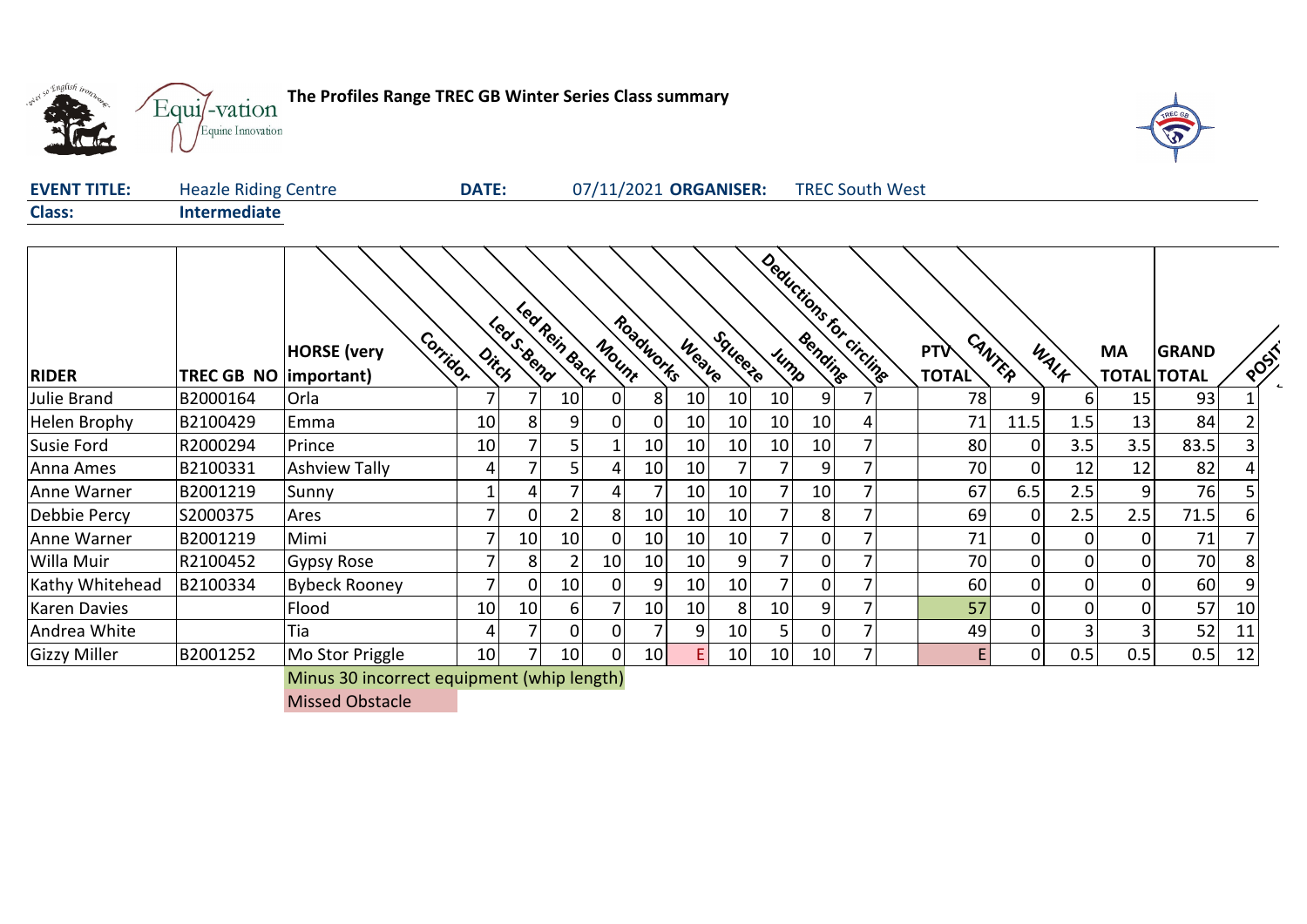**The Profiles Range TREC GB Winter Series Class summary**

**EVENT TITLE:** Heazle Riding Centre **DATE:** 07/11/2021 **ORGANISER:** TREC South West

**Class:** **Intermediate**

| RIDER | TREC GB NO | HORSE (very important) | Corridor | Ditch | Led S-Bend | Led Rein Back | Mount | Roadworks | Weave | Squeeze | Jump | Bending | Deductions for circling | PTV TOTAL | CANTER | WALK | MA TOTAL | GRAND TOTAL | POSITION |
|---|---|---|---|---|---|---|---|---|---|---|---|---|---|---|---|---|---|---|---|
| Julie Brand | B2000164 | Orla | 7 | 7 | 10 | 0 | 8 | 10 | 10 | 10 | 9 | 7 | | 78 | 9 | 6 | 15 | 93 | 1 |
| Helen Brophy | B2100429 | Emma | 10 | 8 | 9 | 0 | 0 | 10 | 10 | 10 | 10 | 4 | | 71 | 11.5 | 1.5 | 13 | 84 | 2 |
| Susie Ford | R2000294 | Prince | 10 | 7 | 5 | 1 | 10 | 10 | 10 | 10 | 10 | 7 | | 80 | 0 | 3.5 | 3.5 | 83.5 | 3 |
| Anna Ames | B2100331 | Ashview Tally | 4 | 7 | 5 | 4 | 10 | 10 | 7 | 7 | 9 | 7 | | 70 | 0 | 12 | 12 | 82 | 4 |
| Anne Warner | B2001219 | Sunny | 1 | 4 | 7 | 4 | 7 | 10 | 10 | 7 | 10 | 7 | | 67 | 6.5 | 2.5 | 9 | 76 | 5 |
| Debbie Percy | S2000375 | Ares | 7 | 0 | 2 | 8 | 10 | 10 | 10 | 7 | 8 | 7 | | 69 | 0 | 2.5 | 2.5 | 71.5 | 6 |
| Anne Warner | B2001219 | Mimi | 7 | 10 | 10 | 0 | 10 | 10 | 10 | 7 | 0 | 7 | | 71 | 0 | 0 | 0 | 71 | 7 |
| Willa Muir | R2100452 | Gypsy Rose | 7 | 8 | 2 | 10 | 10 | 10 | 9 | 7 | 0 | 7 | | 70 | 0 | 0 | 0 | 70 | 8 |
| Kathy Whitehead | B2100334 | Bybeck Rooney | 7 | 0 | 10 | 0 | 9 | 10 | 10 | 7 | 0 | 7 | | 60 | 0 | 0 | 0 | 60 | 9 |
| Karen Davies | | Flood | 10 | 10 | 6 | 7 | 10 | 10 | 8 | 10 | 9 | 7 | | 57 | 0 | 0 | 0 | 57 | 10 |
| Andrea White | | Tia | 4 | 7 | 0 | 0 | 7 | 9 | 10 | 5 | 0 | 7 | | 49 | 0 | 3 | 3 | 52 | 11 |
| Gizzy Miller | B2001252 | Mo Stor Priggle | 10 | 7 | 10 | 0 | 10 | E | 10 | 10 | 10 | 7 | | E | 0 | 0.5 | 0.5 | 0.5 | 12 |

Minus 30 incorrect equipment (whip length)

Missed Obstacle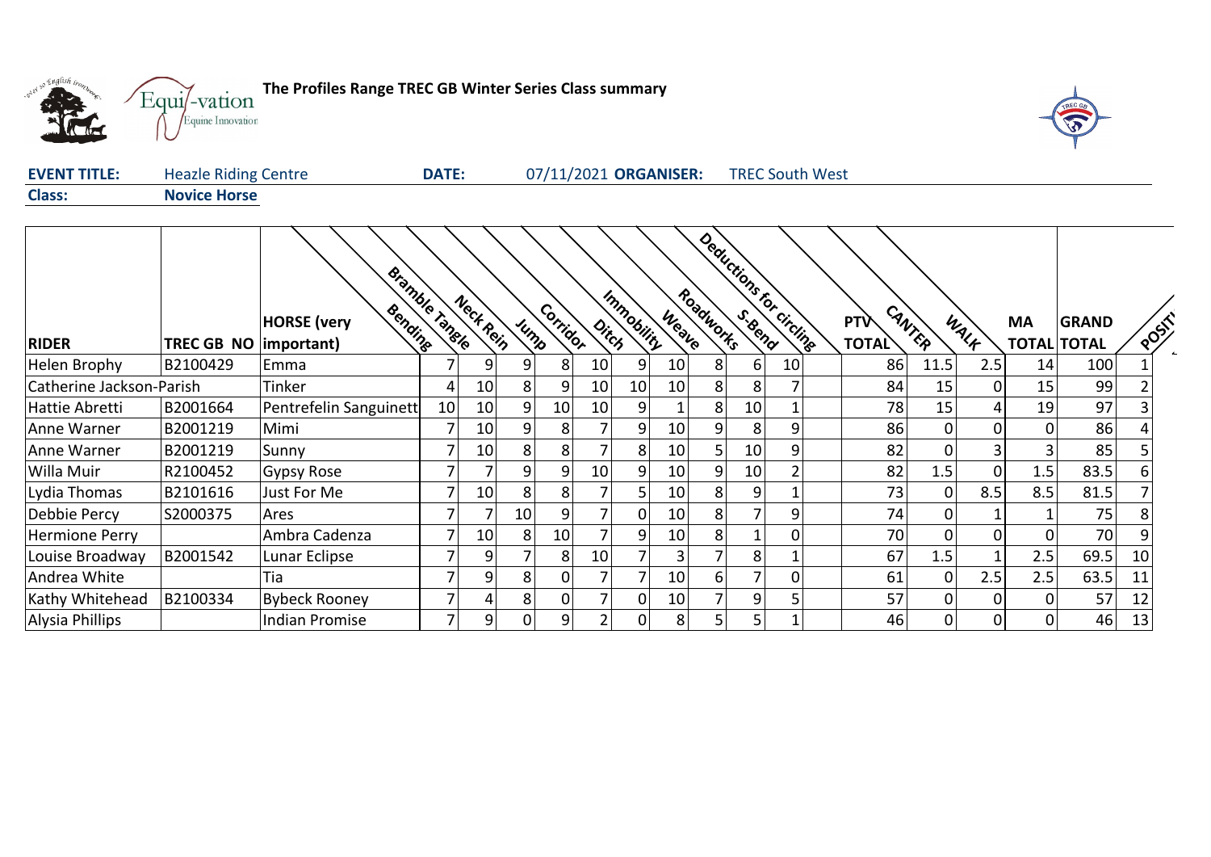**The Profiles Range TREC GB Winter Series Class summary**

| **EVENT TITLE:** | Heazle Riding Centre | **DATE:** | 07/11/2021 | **ORGANISER:** | TREC South West |
|---|---|---|---|---|---|
| **Class:** | **Novice Horse** | | | | |

| RIDER | TREC GB NO | HORSE (very important) | Bending | Bramble Tangle | Neck Rein | Jump | Corridor | Ditch | Immobility | Weave | Roadworks | S-Bend | Deductions for circling | PTV TOTAL | CANTER | WALK | MA TOTAL | GRAND TOTAL | POSITION |
|---|---|---|---|---|---|---|---|---|---|---|---|---|---|---|---|---|---|---|---|
| Helen Brophy | B2100429 | Emma | 7 | 9 | 9 | 8 | 10 | 9 | 10 | 8 | 6 | 10 | | 86 | 11.5 | 2.5 | 14 | 100 | 1 |
| Catherine Jackson-Parish | | Tinker | 4 | 10 | 8 | 9 | 10 | 10 | 10 | 8 | 8 | 7 | | 84 | 15 | 0 | 15 | 99 | 2 |
| Hattie Abretti | B2001664 | Pentrefelin Sanguinett | 10 | 10 | 9 | 10 | 10 | 9 | 1 | 8 | 10 | 1 | | 78 | 15 | 4 | 19 | 97 | 3 |
| Anne Warner | B2001219 | Mimi | 7 | 10 | 9 | 8 | 7 | 9 | 10 | 9 | 8 | 9 | | 86 | 0 | 0 | 0 | 86 | 4 |
| Anne Warner | B2001219 | Sunny | 7 | 10 | 8 | 8 | 7 | 8 | 10 | 5 | 10 | 9 | | 82 | 0 | 3 | 3 | 85 | 5 |
| Willa Muir | R2100452 | Gypsy Rose | 7 | 7 | 9 | 9 | 10 | 9 | 10 | 9 | 10 | 2 | | 82 | 1.5 | 0 | 1.5 | 83.5 | 6 |
| Lydia Thomas | B2101616 | Just For Me | 7 | 10 | 8 | 8 | 7 | 5 | 10 | 8 | 9 | 1 | | 73 | 0 | 8.5 | 8.5 | 81.5 | 7 |
| Debbie Percy | S2000375 | Ares | 7 | 7 | 10 | 9 | 7 | 0 | 10 | 8 | 7 | 9 | | 74 | 0 | 1 | 1 | 75 | 8 |
| Hermione Perry | | Ambra Cadenza | 7 | 10 | 8 | 10 | 7 | 9 | 10 | 8 | 1 | 0 | | 70 | 0 | 0 | 0 | 70 | 9 |
| Louise Broadway | B2001542 | Lunar Eclipse | 7 | 9 | 7 | 8 | 10 | 7 | 3 | 7 | 8 | 1 | | 67 | 1.5 | 1 | 2.5 | 69.5 | 10 |
| Andrea White | | Tia | 7 | 9 | 8 | 0 | 7 | 7 | 10 | 6 | 7 | 0 | | 61 | 0 | 2.5 | 2.5 | 63.5 | 11 |
| Kathy Whitehead | B2100334 | Bybeck Rooney | 7 | 4 | 8 | 0 | 7 | 0 | 10 | 7 | 9 | 5 | | 57 | 0 | 0 | 0 | 57 | 12 |
| Alysia Phillips | | Indian Promise | 7 | 9 | 0 | 9 | 2 | 0 | 8 | 5 | 5 | 1 | | 46 | 0 | 0 | 0 | 46 | 13 |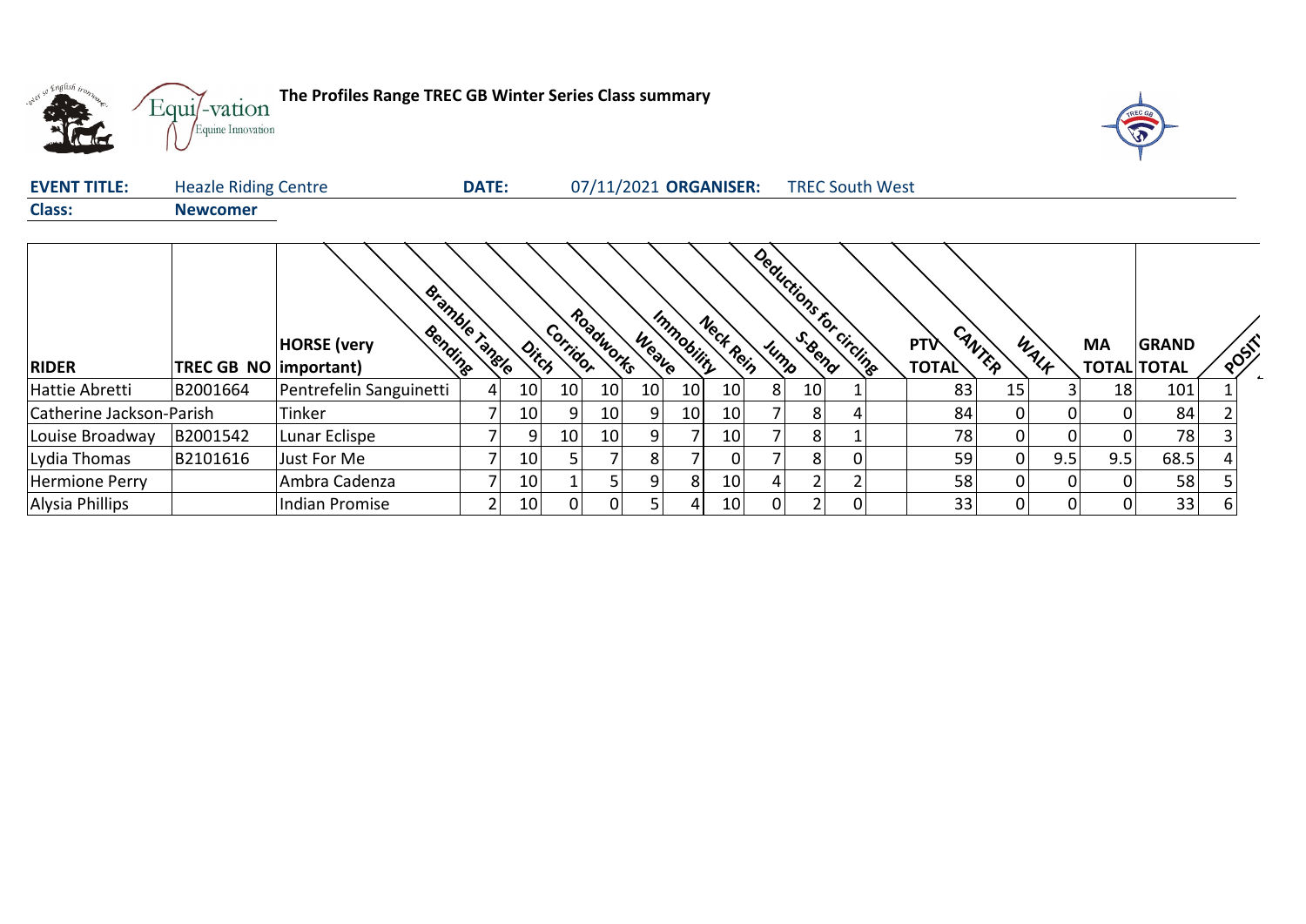**The Profiles Range TREC GB Winter Series Class summary**

**EVENT TITLE:** Heazle Riding Centre **DATE:** 07/11/2021 **ORGANISER:** TREC South West

**Class:** **Newcomer**

| RIDER | TREC GB NO | HORSE (very important) | Bending | Bramble Tangle | Ditch | Corridor | Roadworks | Weave | Immobility | Neck Rein | Jump | S-Bend | Deductions for circling | PTV TOTAL | CANTER | WALK | MA TOTAL | GRAND TOTAL | POSITION |
|---|---|---|---|---|---|---|---|---|---|---|---|---|---|---|---|---|---|---|---|
| Hattie Abretti | B2001664 | Pentrefelin Sanguinetti | 4 | 10 | 10 | 10 | 10 | 10 | 10 | 8 | 10 | 1 | | 83 | 15 | 3 | 18 | 101 | 1 |
| Catherine Jackson-Parish | | Tinker | 7 | 10 | 9 | 10 | 9 | 10 | 10 | 7 | 8 | 4 | | 84 | 0 | 0 | 0 | 84 | 2 |
| Louise Broadway | B2001542 | Lunar Eclispe | 7 | 9 | 10 | 10 | 9 | 7 | 10 | 7 | 8 | 1 | | 78 | 0 | 0 | 0 | 78 | 3 |
| Lydia Thomas | B2101616 | Just For Me | 7 | 10 | 5 | 7 | 8 | 7 | 0 | 7 | 8 | 0 | | 59 | 0 | 9.5 | 9.5 | 68.5 | 4 |
| Hermione Perry | | Ambra Cadenza | 7 | 10 | 1 | 5 | 9 | 8 | 10 | 4 | 2 | 2 | | 58 | 0 | 0 | 0 | 58 | 5 |
| Alysia Phillips | | Indian Promise | 2 | 10 | 0 | 0 | 5 | 4 | 10 | 0 | 2 | 0 | | 33 | 0 | 0 | 0 | 33 | 6 |